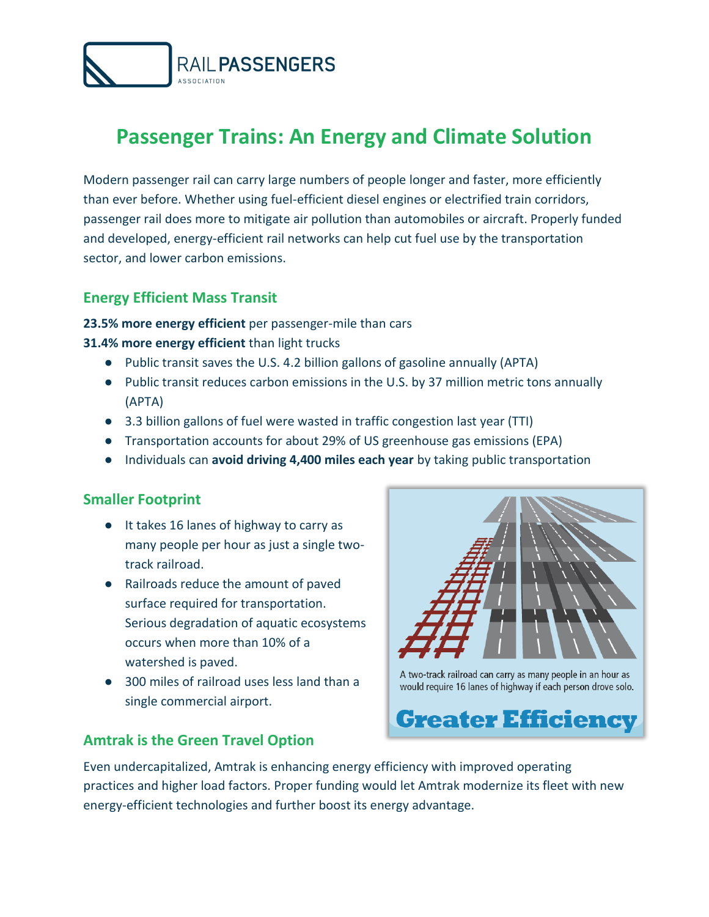RAIL PASSENGERS ASSOCIATION

# Passenger Trains: An Energy and Climate Solution

Modern passenger rail can carry large numbers of people longer and faster, more efficiently than ever before. Whether using fuel-efficient diesel engines or electrified train corridors, passenger rail does more to mitigate air pollution than automobiles or aircraft. Properly funded and developed, energy-efficient rail networks can help cut fuel use by the transportation sector, and lower carbon emissions.

## Energy Efficient Mass Transit

**23.5% more energy efficient** per passenger-mile than cars
**31.4% more energy efficient** than light trucks

- Public transit saves the U.S. 4.2 billion gallons of gasoline annually (APTA)
- Public transit reduces carbon emissions in the U.S. by 37 million metric tons annually (APTA)
- 3.3 billion gallons of fuel were wasted in traffic congestion last year (TTI)
- Transportation accounts for about 29% of US greenhouse gas emissions (EPA)
- Individuals can **avoid driving 4,400 miles each year** by taking public transportation

## Smaller Footprint

- It takes 16 lanes of highway to carry as many people per hour as just a single two-track railroad.
- Railroads reduce the amount of paved surface required for transportation. Serious degradation of aquatic ecosystems occurs when more than 10% of a watershed is paved.
- 300 miles of railroad uses less land than a single commercial airport.

A two-track railroad can carry as many people in an hour as would require 16 lanes of highway if each person drove solo.

**Greater Efficiency**

## Amtrak is the Green Travel Option

Even undercapitalized, Amtrak is enhancing energy efficiency with improved operating practices and higher load factors. Proper funding would let Amtrak modernize its fleet with new energy-efficient technologies and further boost its energy advantage.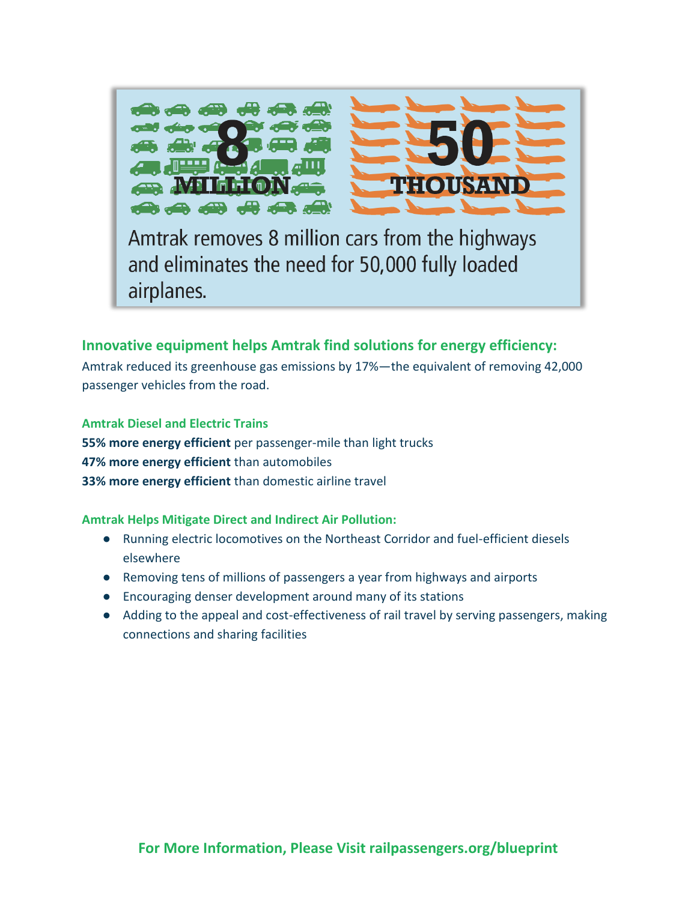8 MILLION

50 THOUSAND

Amtrak removes 8 million cars from the highways and eliminates the need for 50,000 fully loaded airplanes.

## Innovative equipment helps Amtrak find solutions for energy efficiency:

Amtrak reduced its greenhouse gas emissions by 17%—the equivalent of removing 42,000 passenger vehicles from the road.

### Amtrak Diesel and Electric Trains

**55% more energy efficient** per passenger-mile than light trucks
**47% more energy efficient** than automobiles
**33% more energy efficient** than domestic airline travel

### Amtrak Helps Mitigate Direct and Indirect Air Pollution:

- Running electric locomotives on the Northeast Corridor and fuel-efficient diesels elsewhere
- Removing tens of millions of passengers a year from highways and airports
- Encouraging denser development around many of its stations
- Adding to the appeal and cost-effectiveness of rail travel by serving passengers, making connections and sharing facilities

**For More Information, Please Visit railpassengers.org/blueprint**